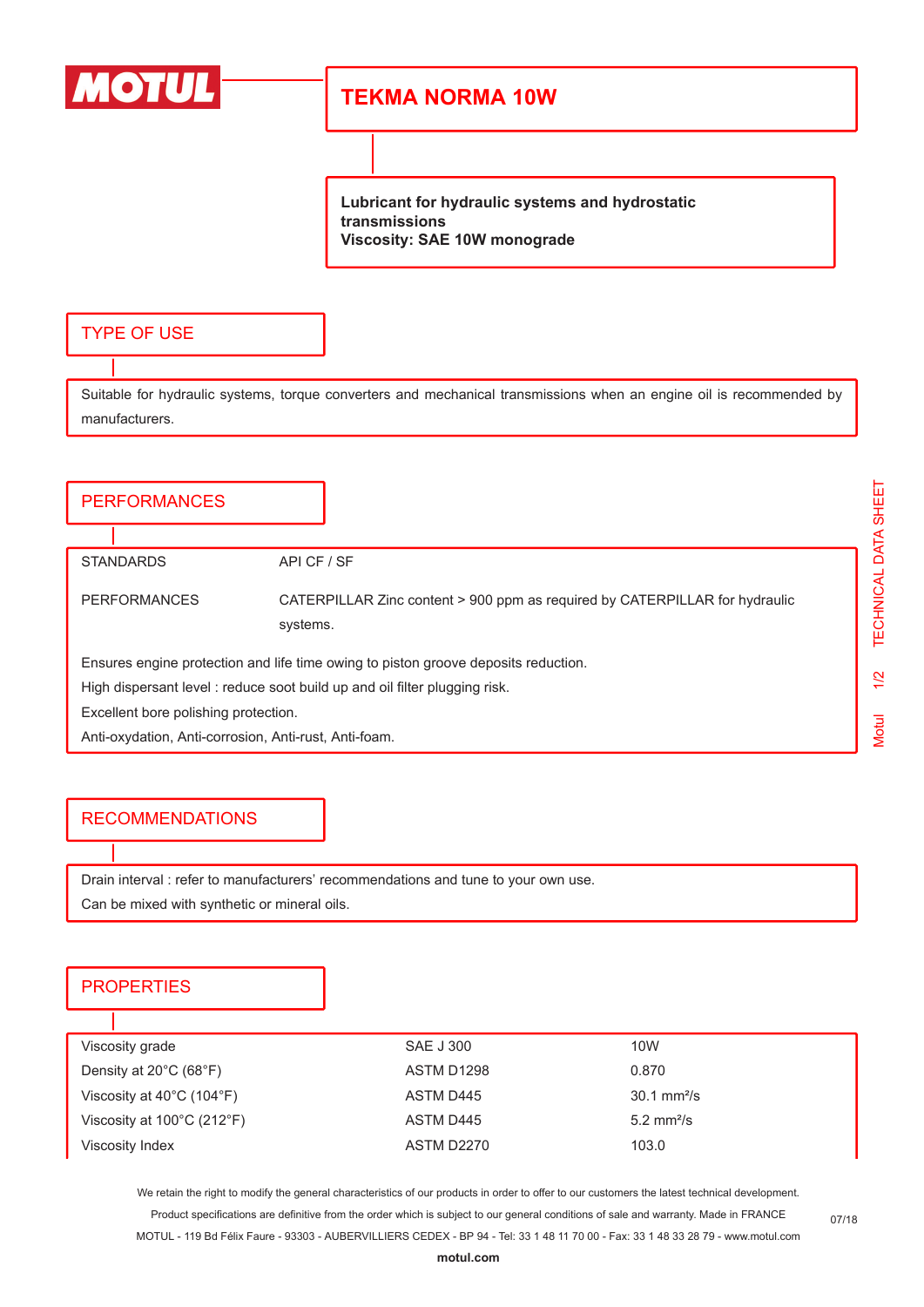MOTUL

# TEKMA NORMA 10W

**Lubricant for hydraulic systems and hydrostatic transmissions**
**Viscosity: SAE 10W monograde**

## TYPE OF USE

Suitable for hydraulic systems, torque converters and mechanical transmissions when an engine oil is recommended by manufacturers.

## PERFORMANCES

| | |
|---|---|
| STANDARDS | API CF / SF |
| PERFORMANCES | CATERPILLAR Zinc content > 900 ppm as required by CATERPILLAR for hydraulic systems. |

Ensures engine protection and life time owing to piston groove deposits reduction.
High dispersant level : reduce soot build up and oil filter plugging risk.
Excellent bore polishing protection.
Anti-oxydation, Anti-corrosion, Anti-rust, Anti-foam.

## RECOMMENDATIONS

Drain interval : refer to manufacturers' recommendations and tune to your own use.
Can be mixed with synthetic or mineral oils.

## PROPERTIES

| | | |
|---|---|---|
| Viscosity grade | SAE J 300 | 10W |
| Density at 20°C (68°F) | ASTM D1298 | 0.870 |
| Viscosity at 40°C (104°F) | ASTM D445 | 30.1 mm²/s |
| Viscosity at 100°C (212°F) | ASTM D445 | 5.2 mm²/s |
| Viscosity Index | ASTM D2270 | 103.0 |

We retain the right to modify the general characteristics of our products in order to offer to our customers the latest technical development.
Product specifications are definitive from the order which is subject to our general conditions of sale and warranty. Made in FRANCE
MOTUL - 119 Bd Félix Faure - 93303 - AUBERVILLIERS CEDEX - BP 94 - Tel: 33 1 48 11 70 00 - Fax: 33 1 48 33 28 79 - www.motul.com

07/18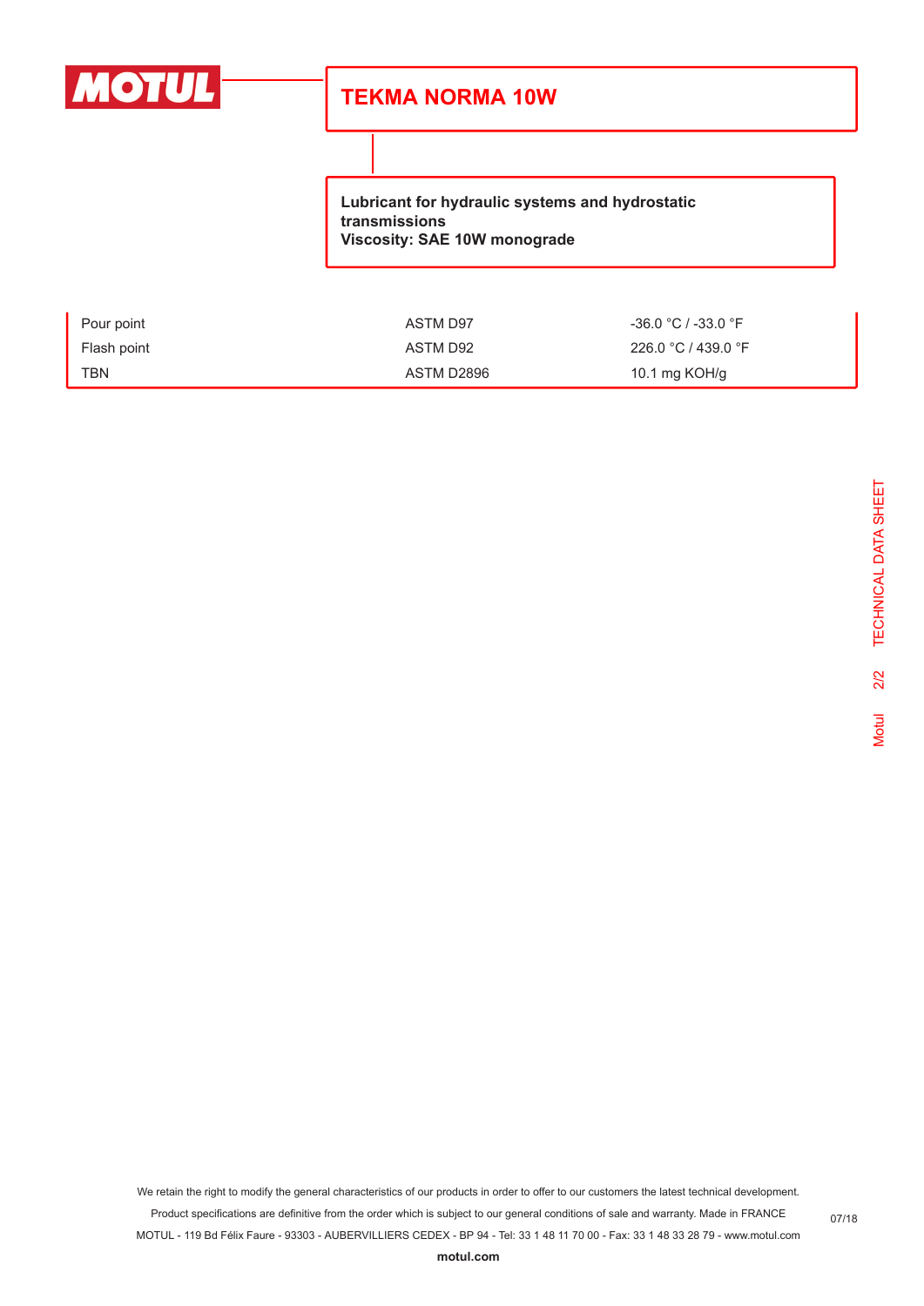# TEKMA NORMA 10W

**Lubricant for hydraulic systems and hydrostatic transmissions**
**Viscosity: SAE 10W monograde**

| | | |
|---|---|---|
| Pour point | ASTM D97 | -36.0 °C / -33.0 °F |
| Flash point | ASTM D92 | 226.0 °C / 439.0 °F |
| TBN | ASTM D2896 | 10.1 mg KOH/g |

We retain the right to modify the general characteristics of our products in order to offer to our customers the latest technical development.
Product specifications are definitive from the order which is subject to our general conditions of sale and warranty. Made in FRANCE
MOTUL - 119 Bd Félix Faure - 93303 - AUBERVILLIERS CEDEX - BP 94 - Tel: 33 1 48 11 70 00 - Fax: 33 1 48 33 28 79 - www.motul.com
**motul.com**

07/18